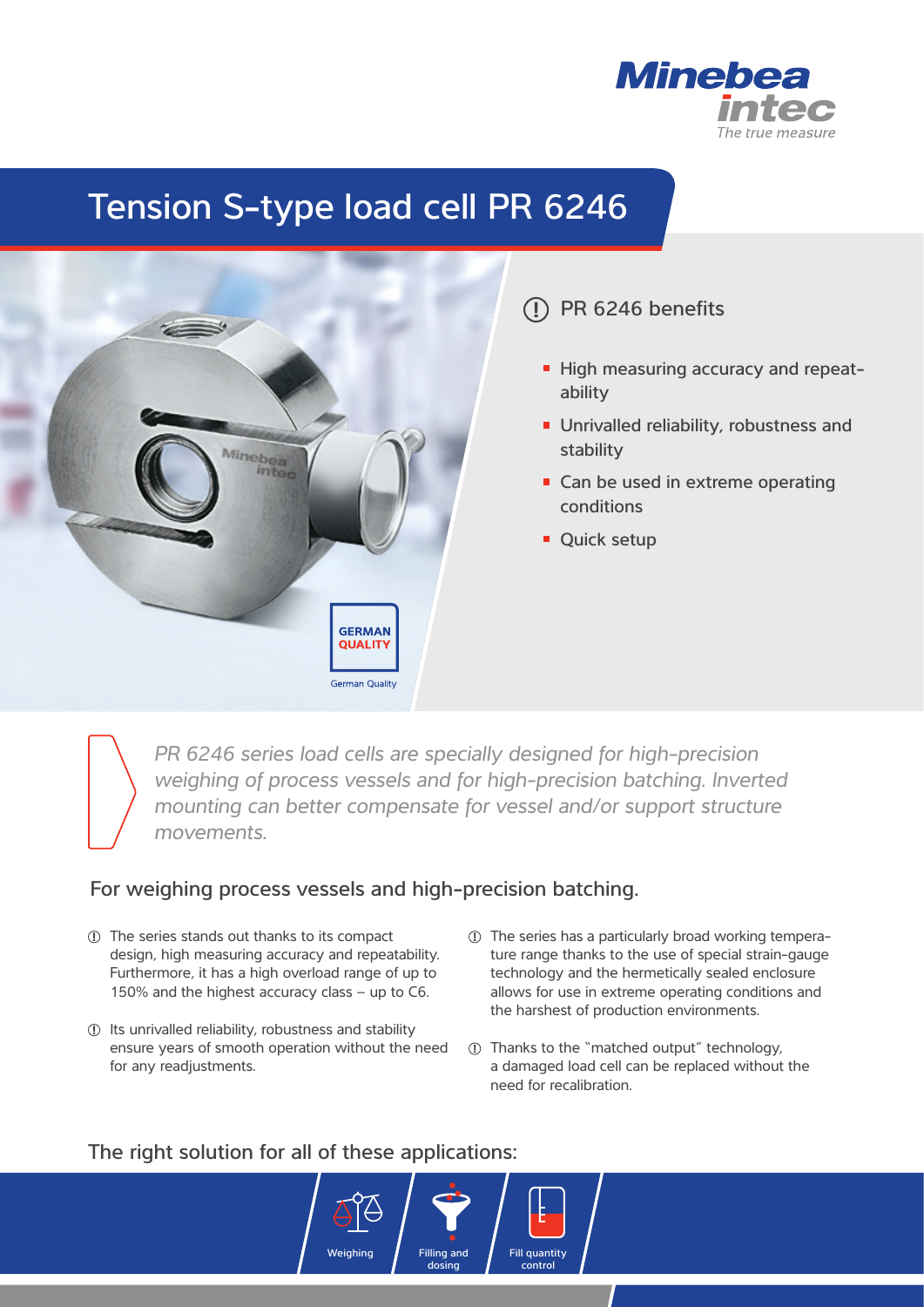Minebea intec
The true measure

# Tension S-type load cell PR 6246

## PR 6246 benefits

- High measuring accuracy and repeatability
- Unrivalled reliability, robustness and stability
- Can be used in extreme operating conditions
- Quick setup

GERMAN QUALITY
German Quality

*PR 6246 series load cells are specially designed for high-precision weighing of process vessels and for high-precision batching. Inverted mounting can better compensate for vessel and/or support structure movements.*

## For weighing process vessels and high-precision batching.

- The series stands out thanks to its compact design, high measuring accuracy and repeatability. Furthermore, it has a high overload range of up to 150% and the highest accuracy class – up to C6.
- Its unrivalled reliability, robustness and stability ensure years of smooth operation without the need for any readjustments.
- The series has a particularly broad working temperature range thanks to the use of special strain-gauge technology and the hermetically sealed enclosure allows for use in extreme operating conditions and the harshest of production environments.
- Thanks to the "matched output" technology, a damaged load cell can be replaced without the need for recalibration.

## The right solution for all of these applications:

Weighing

Filling and dosing

Fill quantity control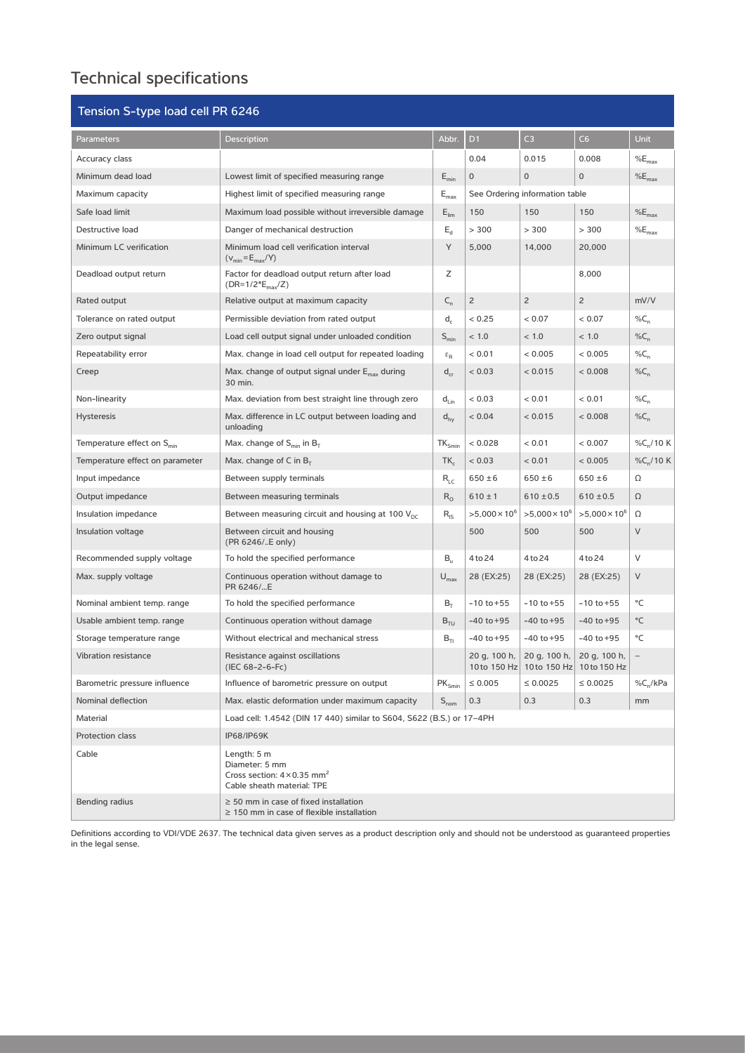# Technical specifications

## Tension S-type load cell PR 6246

| Parameters | Description | Abbr. | D1 | C3 | C6 | Unit |
|---|---|---|---|---|---|---|
| Accuracy class | | | 0.04 | 0.015 | 0.008 | $\%E_{max}$ |
| Minimum dead load | Lowest limit of specified measuring range | $E_{min}$ | 0 | 0 | 0 | $\%E_{max}$ |
| Maximum capacity | Highest limit of specified measuring range | $E_{max}$ | See Ordering information table | | | |
| Safe load limit | Maximum load possible without irreversible damage | $E_{lim}$ | 150 | 150 | 150 | $\%E_{max}$ |
| Destructive load | Danger of mechanical destruction | $E_d$ | > 300 | > 300 | > 300 | $\%E_{max}$ |
| Minimum LC verification | Minimum load cell verification interval ($v_{min}=E_{max}/Y$) | Y | 5,000 | 14,000 | 20,000 | |
| Deadload output return | Factor for deadload output return after load ($DR=1/2*E_{max}/Z$) | Z | | | 8,000 | |
| Rated output | Relative output at maximum capacity | $C_n$ | 2 | 2 | 2 | mV/V |
| Tolerance on rated output | Permissible deviation from rated output | $d_c$ | < 0.25 | < 0.07 | < 0.07 | $\%C_n$ |
| Zero output signal | Load cell output signal under unloaded condition | $S_{min}$ | < 1.0 | < 1.0 | < 1.0 | $\%C_n$ |
| Repeatability error | Max. change in load cell output for repeated loading | $\varepsilon_R$ | < 0.01 | < 0.005 | < 0.005 | $\%C_n$ |
| Creep | Max. change of output signal under $E_{max}$ during 30 min. | $d_{cr}$ | < 0.03 | < 0.015 | < 0.008 | $\%C_n$ |
| Non-linearity | Max. deviation from best straight line through zero | $d_{Lin}$ | < 0.03 | < 0.01 | < 0.01 | $\%C_n$ |
| Hysteresis | Max. difference in LC output between loading and unloading | $d_{hy}$ | < 0.04 | < 0.015 | < 0.008 | $\%C_n$ |
| Temperature effect on $S_{min}$ | Max. change of $S_{min}$ in $B_T$ | $TK_{Smin}$ | < 0.028 | < 0.01 | < 0.007 | $\%C_n$/10 K |
| Temperature effect on parameter | Max. change of C in $B_T$ | $TK_c$ | < 0.03 | < 0.01 | < 0.005 | $\%C_n$/10 K |
| Input impedance | Between supply terminals | $R_{LC}$ | 650 ±6 | 650 ±6 | 650 ±6 | Ω |
| Output impedance | Between measuring terminals | $R_O$ | 610 ±1 | 610 ±0.5 | 610 ±0.5 | Ω |
| Insulation impedance | Between measuring circuit and housing at 100 $V_{DC}$ | $R_{IS}$ | $>5,000\times10^6$ | $>5,000\times10^6$ | $>5,000\times10^6$ | Ω |
| Insulation voltage | Between circuit and housing (PR 6246/..E only) | | 500 | 500 | 500 | V |
| Recommended supply voltage | To hold the specified performance | $B_u$ | 4 to 24 | 4 to 24 | 4 to 24 | V |
| Max. supply voltage | Continuous operation without damage to PR 6246/...E | $U_{max}$ | 28 (EX:25) | 28 (EX:25) | 28 (EX:25) | V |
| Nominal ambient temp. range | To hold the specified performance | $B_T$ | -10 to +55 | -10 to +55 | -10 to +55 | °C |
| Usable ambient temp. range | Continuous operation without damage | $B_{TU}$ | -40 to +95 | -40 to +95 | -40 to +95 | °C |
| Storage temperature range | Without electrical and mechanical stress | $B_{Tl}$ | -40 to +95 | -40 to +95 | -40 to +95 | °C |
| Vibration resistance | Resistance against oscillations (IEC 68-2-6-Fc) | | 20 g, 100 h, 10 to 150 Hz | 20 g, 100 h, 10 to 150 Hz | 20 g, 100 h, 10 to 150 Hz | – |
| Barometric pressure influence | Influence of barometric pressure on output | $PK_{Smin}$ | ≤ 0.005 | ≤ 0.0025 | ≤ 0.0025 | $\%C_n$/kPa |
| Nominal deflection | Max. elastic deformation under maximum capacity | $S_{nom}$ | 0.3 | 0.3 | 0.3 | mm |
| Material | Load cell: 1.4542 (DIN 17 440) similar to S604, S622 (B.S.) or 17-4PH | | | | | |
| Protection class | IP68/IP69K | | | | | |
| Cable | Length: 5 m<br>Diameter: 5 mm<br>Cross section: $4\times0.35$ mm²<br>Cable sheath material: TPE | | | | | |
| Bending radius | ≥ 50 mm in case of fixed installation<br>≥ 150 mm in case of flexible installation | | | | | |

Definitions according to VDI/VDE 2637. The technical data given serves as a product description only and should not be understood as guaranteed properties in the legal sense.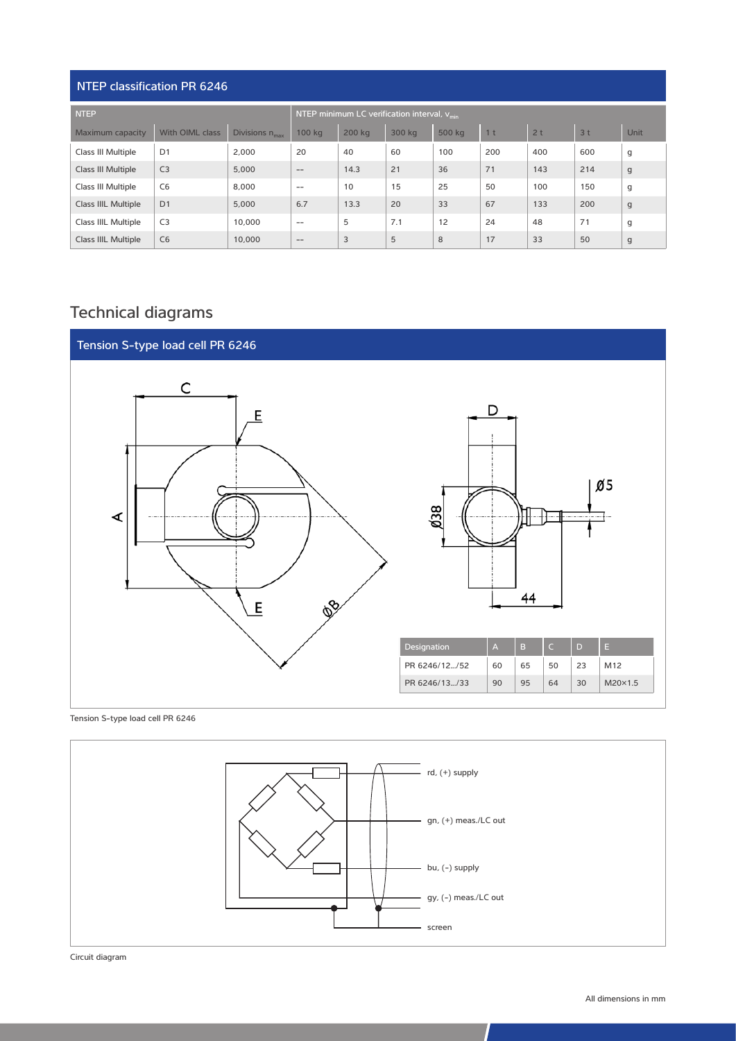## NTEP classification PR 6246

| NTEP | | | NTEP minimum LC verification interval, $v_{min}$ | | | | | | | |
|---|---|---|---|---|---|---|---|---|---|---|
| Maximum capacity | With OIML class | Divisions $n_{max}$ | 100 kg | 200 kg | 300 kg | 500 kg | 1 t | 2 t | 3 t | Unit |
| Class III Multiple | D1 | 2,000 | 20 | 40 | 60 | 100 | 200 | 400 | 600 | g |
| Class III Multiple | C3 | 5,000 | -- | 14.3 | 21 | 36 | 71 | 143 | 214 | g |
| Class III Multiple | C6 | 8,000 | -- | 10 | 15 | 25 | 50 | 100 | 150 | g |
| Class IIIL Multiple | D1 | 5,000 | 6.7 | 13.3 | 20 | 33 | 67 | 133 | 200 | g |
| Class IIIL Multiple | C3 | 10,000 | -- | 5 | 7.1 | 12 | 24 | 48 | 71 | g |
| Class IIIL Multiple | C6 | 10,000 | -- | 3 | 5 | 8 | 17 | 33 | 50 | g |

# Technical diagrams

## Tension S-type load cell PR 6246

C

E

A

E

ØB

D

Ø5

Ø38

44

| Designation | A | B | C | D | E |
|---|---|---|---|---|---|
| PR 6246/12.../52 | 60 | 65 | 50 | 23 | M12 |
| PR 6246/13.../33 | 90 | 95 | 64 | 30 | M20×1.5 |

Tension S-type load cell PR 6246

rd, (+) supply

gn, (+) meas./LC out

bu, (-) supply

gy, (-) meas./LC out

screen

Circuit diagram

All dimensions in mm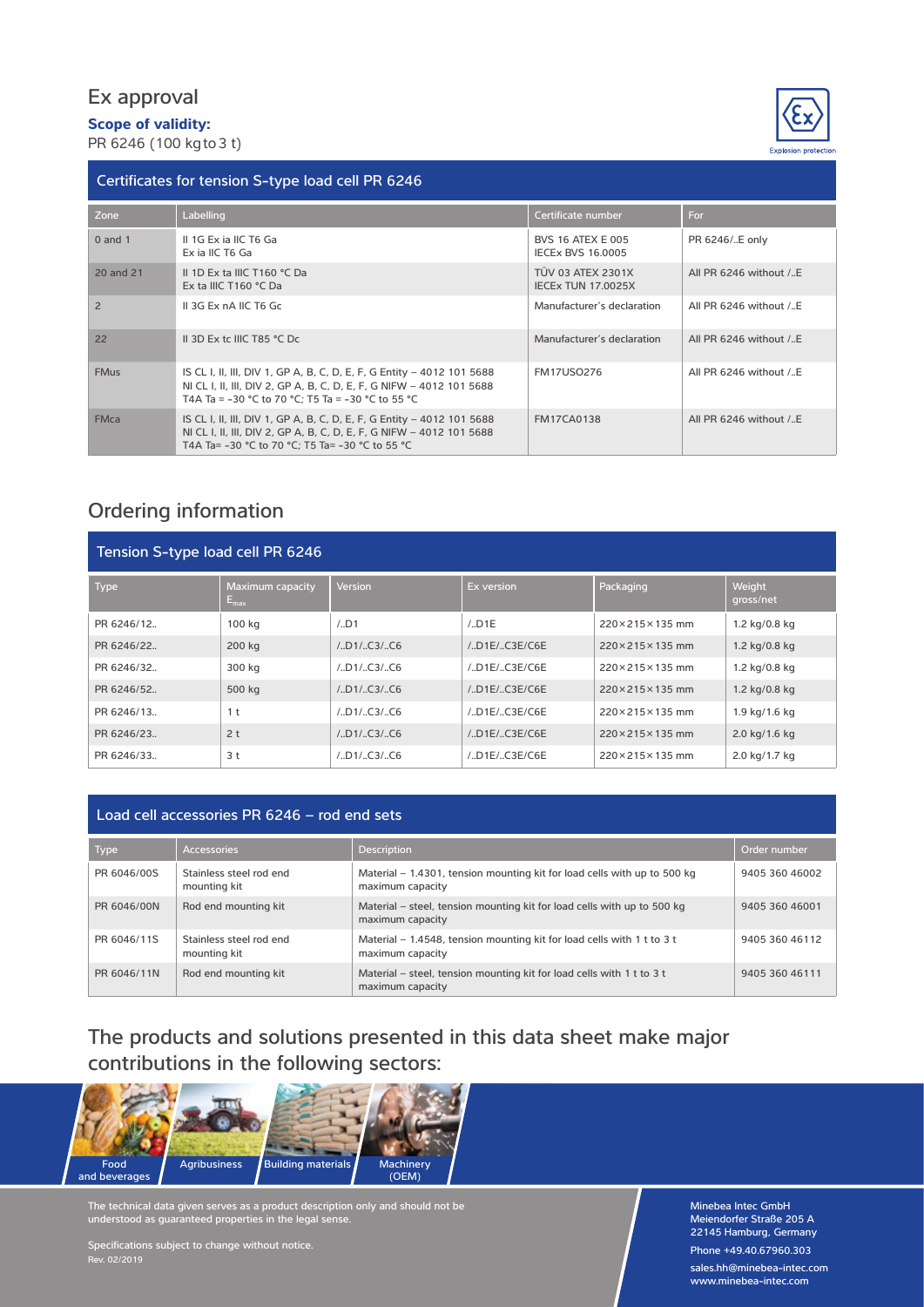# Ex approval

**Scope of validity:**

PR 6246 (100 kg to 3 t)

Explosion protection

## Certificates for tension S-type load cell PR 6246

| Zone | Labelling | Certificate number | For |
|---|---|---|---|
| 0 and 1 | II 1G Ex ia IIC T6 Ga<br>Ex ia IIC T6 Ga | BVS 16 ATEX E 005<br>IECEx BVS 16.0005 | PR 6246/..E only |
| 20 and 21 | II 1D Ex ta IIIC T160 °C Da<br>Ex ta IIIC T160 °C Da | TÜV 03 ATEX 2301X<br>IECEx TUN 17.0025X | All PR 6246 without /..E |
| 2 | II 3G Ex nA IIC T6 Gc | Manufacturer's declaration | All PR 6246 without /..E |
| 22 | II 3D Ex tc IIIC T85 °C Dc | Manufacturer's declaration | All PR 6246 without /..E |
| FMus | IS CL I, II, III, DIV 1, GP A, B, C, D, E, F, G Entity – 4012 101 5688<br>NI CL I, II, III, DIV 2, GP A, B, C, D, E, F, G NIFW – 4012 101 5688<br>T4A Ta = -30 °C to 70 °C; T5 Ta = -30 °C to 55 °C | FM17US0276 | All PR 6246 without /..E |
| FMca | IS CL I, II, III, DIV 1, GP A, B, C, D, E, F, G Entity – 4012 101 5688<br>NI CL I, II, III, DIV 2, GP A, B, C, D, E, F, G NIFW – 4012 101 5688<br>T4A Ta= -30 °C to 70 °C; T5 Ta= -30 °C to 55 °C | FM17CA0138 | All PR 6246 without /..E |

# Ordering information

## Tension S-type load cell PR 6246

| Type | Maximum capacity $E_{max}$ | Version | Ex version | Packaging | Weight gross/net |
|---|---|---|---|---|---|
| PR 6246/12.. | 100 kg | /..D1 | /..D1E | 220×215×135 mm | 1.2 kg/0.8 kg |
| PR 6246/22.. | 200 kg | /..D1/..C3/..C6 | /..D1E/..C3E/C6E | 220×215×135 mm | 1.2 kg/0.8 kg |
| PR 6246/32.. | 300 kg | /..D1/..C3/..C6 | /..D1E/..C3E/C6E | 220×215×135 mm | 1.2 kg/0.8 kg |
| PR 6246/52.. | 500 kg | /..D1/..C3/..C6 | /..D1E/..C3E/C6E | 220×215×135 mm | 1.2 kg/0.8 kg |
| PR 6246/13.. | 1 t | /..D1/..C3/..C6 | /..D1E/..C3E/C6E | 220×215×135 mm | 1.9 kg/1.6 kg |
| PR 6246/23.. | 2 t | /..D1/..C3/..C6 | /..D1E/..C3E/C6E | 220×215×135 mm | 2.0 kg/1.6 kg |
| PR 6246/33.. | 3 t | /..D1/..C3/..C6 | /..D1E/..C3E/C6E | 220×215×135 mm | 2.0 kg/1.7 kg |

## Load cell accessories PR 6246 – rod end sets

| Type | Accessories | Description | Order number |
|---|---|---|---|
| PR 6046/00S | Stainless steel rod end mounting kit | Material – 1.4301, tension mounting kit for load cells with up to 500 kg maximum capacity | 9405 360 46002 |
| PR 6046/00N | Rod end mounting kit | Material – steel, tension mounting kit for load cells with up to 500 kg maximum capacity | 9405 360 46001 |
| PR 6046/11S | Stainless steel rod end mounting kit | Material – 1.4548, tension mounting kit for load cells with 1 t to 3 t maximum capacity | 9405 360 46112 |
| PR 6046/11N | Rod end mounting kit | Material – steel, tension mounting kit for load cells with 1 t to 3 t maximum capacity | 9405 360 46111 |

# The products and solutions presented in this data sheet make major contributions in the following sectors:

Food and beverages

Agribusiness

Building materials

Machinery (OEM)

The technical data given serves as a product description only and should not be understood as guaranteed properties in the legal sense.

Specifications subject to change without notice.
Rev. 02/2019

Minebea Intec GmbH
Meiendorfer Straße 205 A
22145 Hamburg, Germany

Phone +49.40.67960.303

sales.hh@minebea-intec.com
www.minebea-intec.com